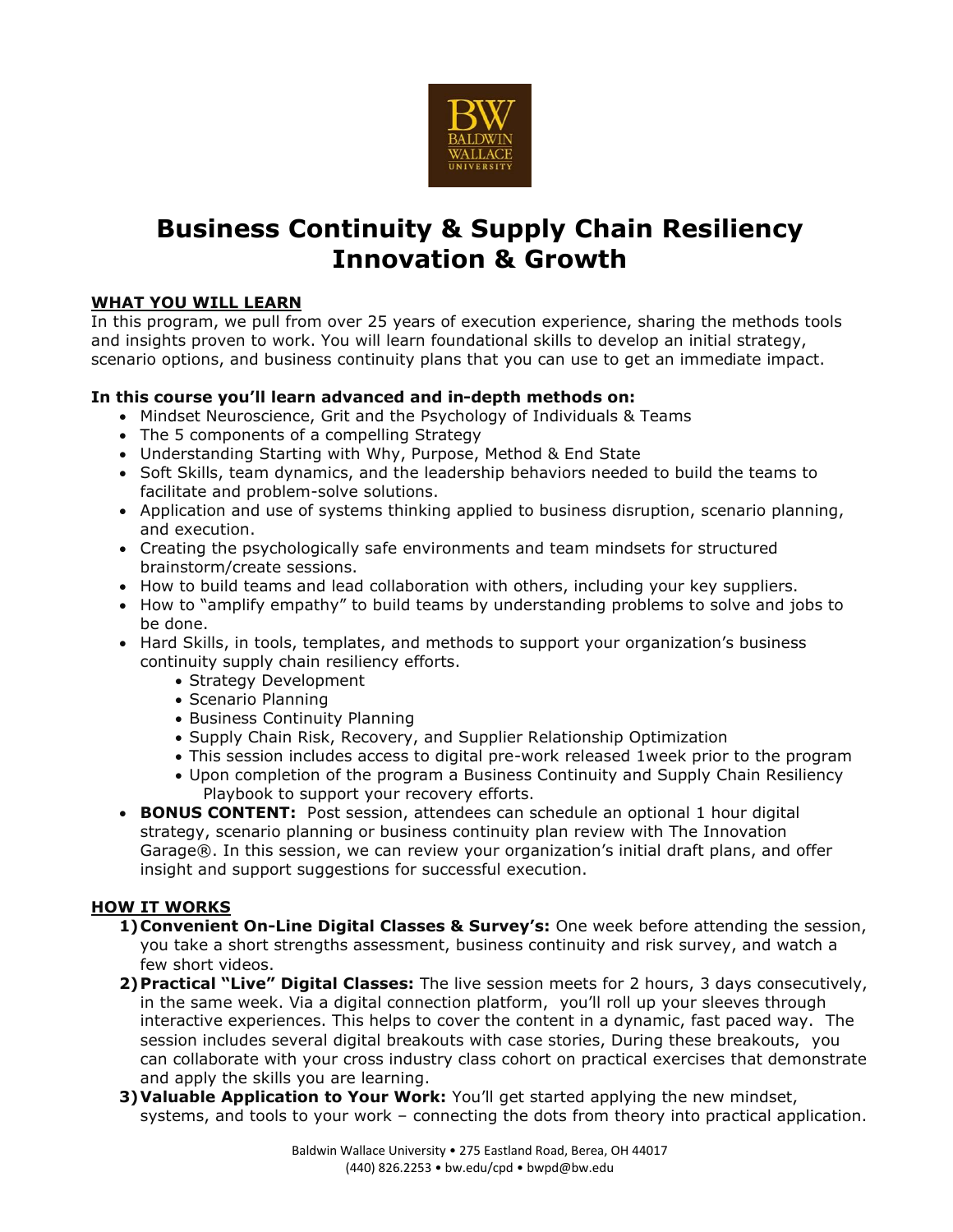# Business Continuity & Supply Chain Resiliency Innovation & Growth

## WHAT YOU WILL LEARN

In this program, we pull from over 25 years of execution experience, sharing the methods tools and insights proven to work. You will learn foundational skills to develop an initial strategy, scenario options, and business continuity plans that you can use to get an immediate impact.

**In this course you'll learn advanced and in-depth methods on:**

- Mindset Neuroscience, Grit and the Psychology of Individuals & Teams
- The 5 components of a compelling Strategy
- Understanding Starting with Why, Purpose, Method & End State
- Soft Skills, team dynamics, and the leadership behaviors needed to build the teams to facilitate and problem-solve solutions.
- Application and use of systems thinking applied to business disruption, scenario planning, and execution.
- Creating the psychologically safe environments and team mindsets for structured brainstorm/create sessions.
- How to build teams and lead collaboration with others, including your key suppliers.
- How to "amplify empathy" to build teams by understanding problems to solve and jobs to be done.
- Hard Skills, in tools, templates, and methods to support your organization's business continuity supply chain resiliency efforts.
  - Strategy Development
  - Scenario Planning
  - Business Continuity Planning
  - Supply Chain Risk, Recovery, and Supplier Relationship Optimization
  - This session includes access to digital pre-work released 1week prior to the program
  - Upon completion of the program a Business Continuity and Supply Chain Resiliency Playbook to support your recovery efforts.
- **BONUS CONTENT:** Post session, attendees can schedule an optional 1 hour digital strategy, scenario planning or business continuity plan review with The Innovation Garage®. In this session, we can review your organization's initial draft plans, and offer insight and support suggestions for successful execution.

## HOW IT WORKS

1) **Convenient On-Line Digital Classes & Survey's:** One week before attending the session, you take a short strengths assessment, business continuity and risk survey, and watch a few short videos.
2) **Practical "Live" Digital Classes:** The live session meets for 2 hours, 3 days consecutively, in the same week. Via a digital connection platform, you'll roll up your sleeves through interactive experiences. This helps to cover the content in a dynamic, fast paced way. The session includes several digital breakouts with case stories, During these breakouts, you can collaborate with your cross industry class cohort on practical exercises that demonstrate and apply the skills you are learning.
3) **Valuable Application to Your Work:** You'll get started applying the new mindset, systems, and tools to your work – connecting the dots from theory into practical application.

Baldwin Wallace University • 275 Eastland Road, Berea, OH 44017
(440) 826.2253 • bw.edu/cpd • bwpd@bw.edu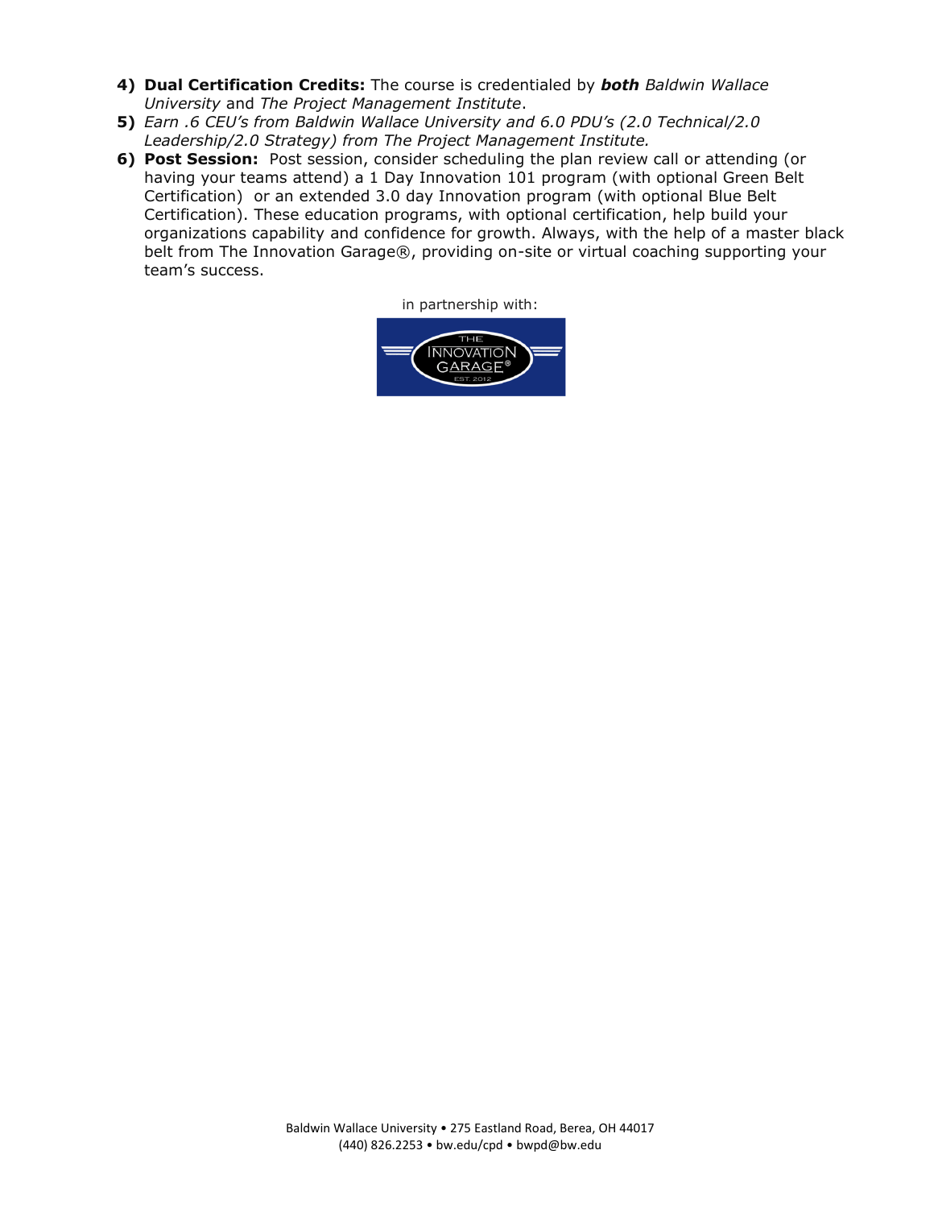4) **Dual Certification Credits:** The course is credentialed by ***both*** *Baldwin Wallace University* and *The Project Management Institute*.
5) *Earn .6 CEU's from Baldwin Wallace University and 6.0 PDU's (2.0 Technical/2.0 Leadership/2.0 Strategy) from The Project Management Institute.*
6) **Post Session:** Post session, consider scheduling the plan review call or attending (or having your teams attend) a 1 Day Innovation 101 program (with optional Green Belt Certification) or an extended 3.0 day Innovation program (with optional Blue Belt Certification). These education programs, with optional certification, help build your organizations capability and confidence for growth. Always, with the help of a master black belt from The Innovation Garage®, providing on-site or virtual coaching supporting your team's success.

in partnership with:

THE INNOVATION GARAGE® EST. 2012

Baldwin Wallace University • 275 Eastland Road, Berea, OH 44017
(440) 826.2253 • bw.edu/cpd • bwpd@bw.edu